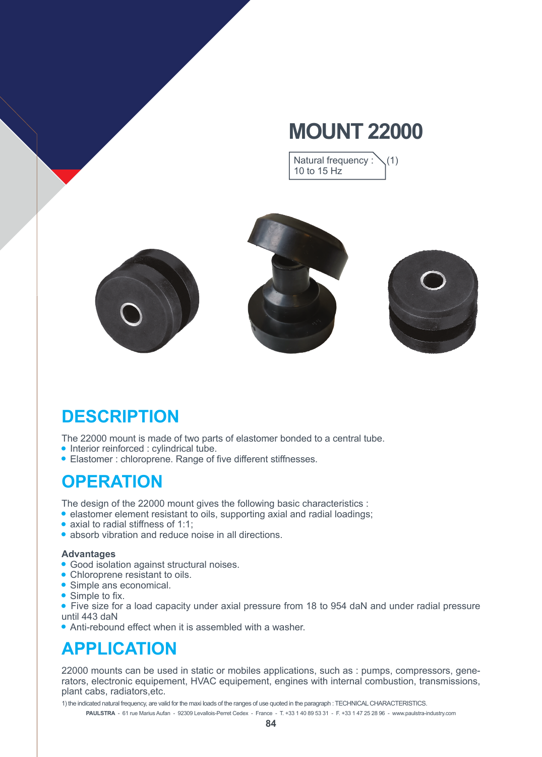# MOUNT 22000

Natural frequency : 10 to 15 Hz (1)

## DESCRIPTION

The 22000 mount is made of two parts of elastomer bonded to a central tube.

- Interior reinforced : cylindrical tube.
- Elastomer : chloroprene. Range of five different stiffnesses.

## OPERATION

The design of the 22000 mount gives the following basic characteristics :

- elastomer element resistant to oils, supporting axial and radial loadings;
- axial to radial stiffness of 1:1;
- absorb vibration and reduce noise in all directions.

### Advantages

- Good isolation against structural noises.
- Chloroprene resistant to oils.
- Simple ans economical.
- Simple to fix.
- Five size for a load capacity under axial pressure from 18 to 954 daN and under radial pressure until 443 daN
- Anti-rebound effect when it is assembled with a washer.

## APPLICATION

22000 mounts can be used in static or mobiles applications, such as : pumps, compressors, generators, electronic equipement, HVAC equipement, engines with internal combustion, transmissions, plant cabs, radiators,etc.

1) the indicated natural frequency, are valid for the maxi loads of the ranges of use quoted in the paragraph : TECHNICAL CHARACTERISTICS.

**PAULSTRA** - 61 rue Marius Aufan - 92309 Levallois-Perret Cedex - France - T. +33 1 40 89 53 31 - F. +33 1 47 25 28 96 - www.paulstra-industry.com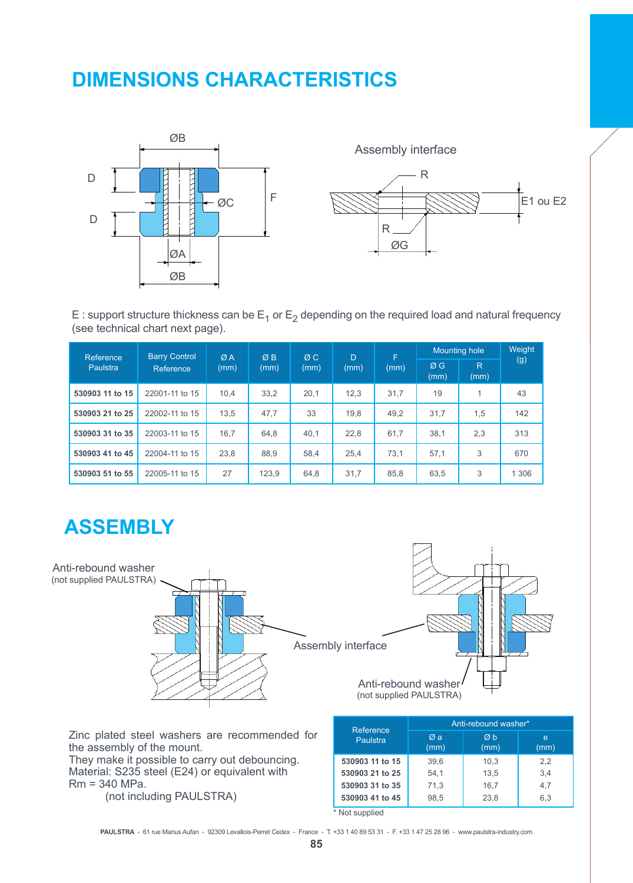# DIMENSIONS CHARACTERISTICS

Assembly interface

E : support structure thickness can be $E_1$ or $E_2$ depending on the required load and natural frequency (see technical chart next page).

| Reference Paulstra | Barry Control Reference | Ø A (mm) | Ø B (mm) | Ø C (mm) | D (mm) | F (mm) | Mounting hole | | Weight (g) |
|---|---|---|---|---|---|---|---|---|---|
| | | | | | | | Ø G (mm) | R (mm) | |
| **530903 11 to 15** | 22001-11 to 15 | 10,4 | 33,2 | 20,1 | 12,3 | 31,7 | 19 | 1 | 43 |
| **530903 21 to 25** | 22002-11 to 15 | 13,5 | 47,7 | 33 | 19,8 | 49,2 | 31,7 | 1,5 | 142 |
| **530903 31 to 35** | 22003-11 to 15 | 16,7 | 64,8 | 40,1 | 22,8 | 61,7 | 38,1 | 2,3 | 313 |
| **530903 41 to 45** | 22004-11 to 15 | 23,8 | 88,9 | 58,4 | 25,4 | 73,1 | 57,1 | 3 | 670 |
| **530903 51 to 55** | 22005-11 to 15 | 27 | 123,9 | 64,8 | 31,7 | 85,8 | 63,5 | 3 | 1 306 |

# ASSEMBLY

Anti-rebound washer (not supplied PAULSTRA)

Assembly interface

Anti-rebound washer (not supplied PAULSTRA)

Zinc plated steel washers are recommended for the assembly of the mount.
They make it possible to carry out debouncing.
Material: S235 steel (E24) or equivalent with Rm = 340 MPa.
(not including PAULSTRA)

| Reference Paulstra | Anti-rebound washer* | | |
|---|---|---|---|
| | Ø a (mm) | Ø b (mm) | e (mm) |
| **530903 11 to 15** | 39,6 | 10,3 | 2,2 |
| **530903 21 to 25** | 54,1 | 13,5 | 3,4 |
| **530903 31 to 35** | 71,3 | 16,7 | 4,7 |
| **530903 41 to 45** | 98,5 | 23,8 | 6,3 |

* Not supplied

**PAULSTRA** - 61 rue Marius Aufan - 92309 Levallois-Perret Cedex - France - T. +33 1 40 89 53 31 - F. +33 1 47 25 28 96 - www.paulstra-industry.com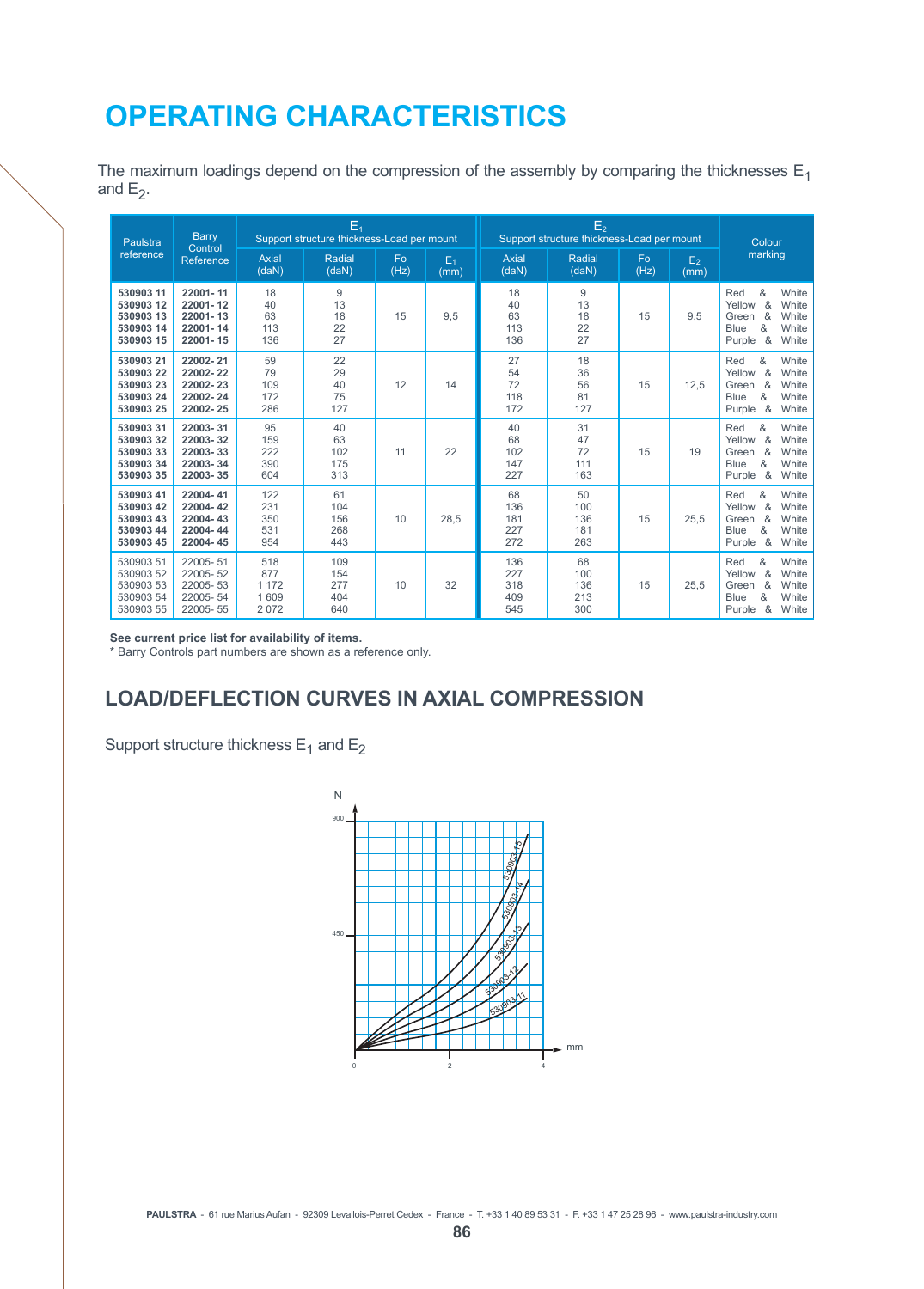# OPERATING CHARACTERISTICS

The maximum loadings depend on the compression of the assembly by comparing the thicknesses $E_1$ and $E_2$.

| Paulstra reference | Barry Control Reference | $E_1$ Support structure thickness-Load per mount | | | | $E_2$ Support structure thickness-Load per mount | | | | Colour marking |
|---|---|---|---|---|---|---|---|---|---|---|
| | | Axial (daN) | Radial (daN) | Fo (Hz) | $E_1$ (mm) | Axial (daN) | Radial (daN) | Fo (Hz) | $E_2$ (mm) | |
| **530903 11** | **22001- 11** | 18 | 9 | 15 | 9,5 | 18 | 9 | 15 | 9,5 | Red & White |
| **530903 12** | **22001- 12** | 40 | 13 | | | 40 | 13 | | | Yellow & White |
| **530903 13** | **22001- 13** | 63 | 18 | | | 63 | 18 | | | Green & White |
| **530903 14** | **22001- 14** | 113 | 22 | | | 113 | 22 | | | Blue & White |
| **530903 15** | **22001- 15** | 136 | 27 | | | 136 | 27 | | | Purple & White |
| **530903 21** | **22002- 21** | 59 | 22 | 12 | 14 | 27 | 18 | 15 | 12,5 | Red & White |
| **530903 22** | **22002- 22** | 79 | 29 | | | 54 | 36 | | | Yellow & White |
| **530903 23** | **22002- 23** | 109 | 40 | | | 72 | 56 | | | Green & White |
| **530903 24** | **22002- 24** | 172 | 75 | | | 118 | 81 | | | Blue & White |
| **530903 25** | **22002- 25** | 286 | 127 | | | 172 | 127 | | | Purple & White |
| **530903 31** | **22003- 31** | 95 | 40 | 11 | 22 | 40 | 31 | 15 | 19 | Red & White |
| **530903 32** | **22003- 32** | 159 | 63 | | | 68 | 47 | | | Yellow & White |
| **530903 33** | **22003- 33** | 222 | 102 | | | 102 | 72 | | | Green & White |
| **530903 34** | **22003- 34** | 390 | 175 | | | 147 | 111 | | | Blue & White |
| **530903 35** | **22003- 35** | 604 | 313 | | | 227 | 163 | | | Purple & White |
| **530903 41** | **22004- 41** | 122 | 61 | 10 | 28,5 | 68 | 50 | 15 | 25,5 | Red & White |
| **530903 42** | **22004- 42** | 231 | 104 | | | 136 | 100 | | | Yellow & White |
| **530903 43** | **22004- 43** | 350 | 156 | | | 181 | 136 | | | Green & White |
| **530903 44** | **22004- 44** | 531 | 268 | | | 227 | 181 | | | Blue & White |
| **530903 45** | **22004- 45** | 954 | 443 | | | 272 | 263 | | | Purple & White |
| 530903 51 | 22005- 51 | 518 | 109 | 10 | 32 | 136 | 68 | 15 | 25,5 | Red & White |
| 530903 52 | 22005- 52 | 877 | 154 | | | 227 | 100 | | | Yellow & White |
| 530903 53 | 22005- 53 | 1 172 | 277 | | | 318 | 136 | | | Green & White |
| 530903 54 | 22005- 54 | 1 609 | 404 | | | 409 | 213 | | | Blue & White |
| 530903 55 | 22005- 55 | 2 072 | 640 | | | 545 | 300 | | | Purple & White |

**See current price list for availability of items.**
* Barry Controls part numbers are shown as a reference only.

## LOAD/DEFLECTION CURVES IN AXIAL COMPRESSION

Support structure thickness $E_1$ and $E_2$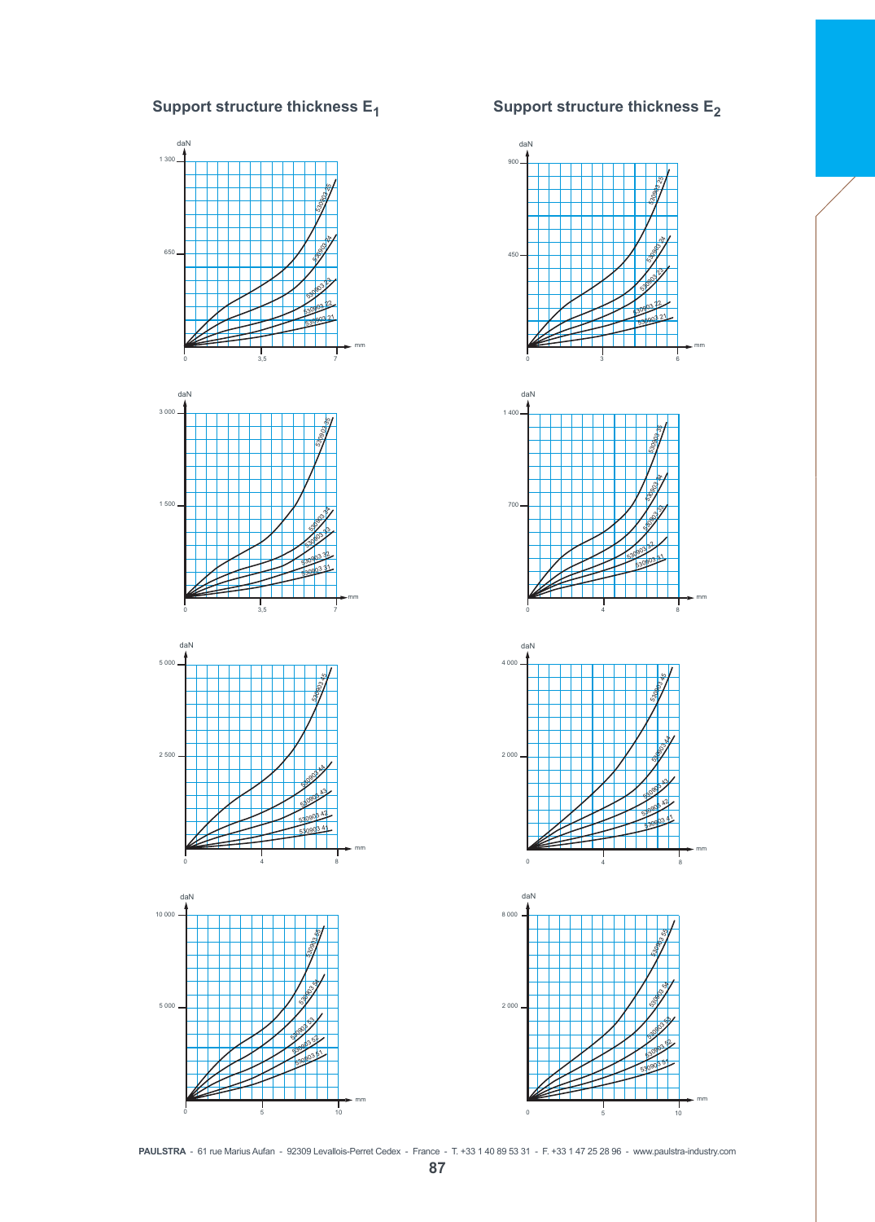## Support structure thickness $E_1$

daN
1 300
650
0
3,5
7
mm
530903 25
530903 24
530903 23
530903 22
530903 21

daN
3 000
1 500
0
3,5
7
mm
530903 35
530903 34
530903 33
530903 32
530903 31

daN
5 000
2 500
0
4
8
mm
530903 45
530903 44
530903 43
530903 42
530903 41

daN
10 000
5 000
0
5
10
mm
530903 55
530903 54
530903 53
530903 52
530903 51

## Support structure thickness $E_2$

daN
900
450
0
3
6
mm
530903 25
530903 24
530903 23
530903 22
530903 21

daN
1 400
700
0
4
8
mm
530903 35
530903 34
530903 33
530903 32
530903 31

daN
4 000
2 000
0
4
8
mm
530903 45
530903 44
530903 43
530903 42
530903 41

daN
8 000
2 000
0
5
10
mm
530903 55
530903 54
530903 53
530903 52
530903 51

PAULSTRA - 61 rue Marius Aufan - 92309 Levallois-Perret Cedex - France - T. +33 1 40 89 53 31 - F. +33 1 47 25 28 96 - www.paulstra-industry.com